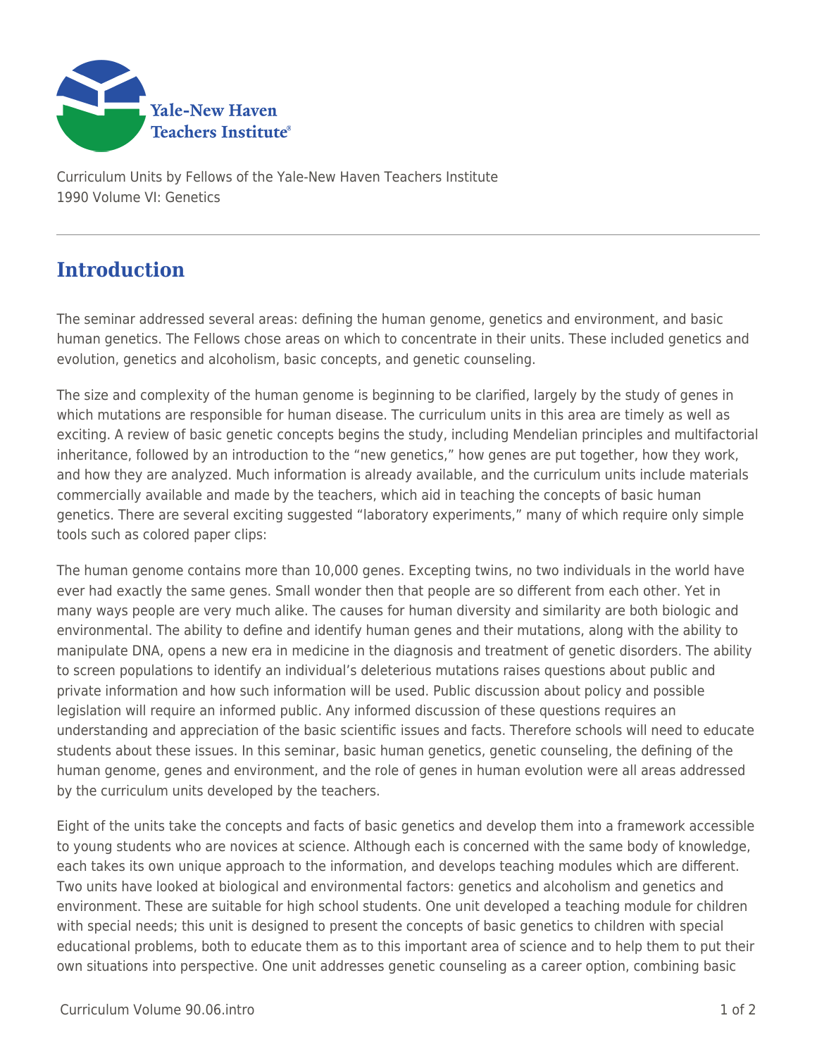Curriculum Units by Fellows of the Yale-New Haven Teachers Institute
1990 Volume VI: Genetics

## Introduction

The seminar addressed several areas: defining the human genome, genetics and environment, and basic human genetics. The Fellows chose areas on which to concentrate in their units. These included genetics and evolution, genetics and alcoholism, basic concepts, and genetic counseling.

The size and complexity of the human genome is beginning to be clarified, largely by the study of genes in which mutations are responsible for human disease. The curriculum units in this area are timely as well as exciting. A review of basic genetic concepts begins the study, including Mendelian principles and multifactorial inheritance, followed by an introduction to the "new genetics," how genes are put together, how they work, and how they are analyzed. Much information is already available, and the curriculum units include materials commercially available and made by the teachers, which aid in teaching the concepts of basic human genetics. There are several exciting suggested "laboratory experiments," many of which require only simple tools such as colored paper clips:

The human genome contains more than 10,000 genes. Excepting twins, no two individuals in the world have ever had exactly the same genes. Small wonder then that people are so different from each other. Yet in many ways people are very much alike. The causes for human diversity and similarity are both biologic and environmental. The ability to define and identify human genes and their mutations, along with the ability to manipulate DNA, opens a new era in medicine in the diagnosis and treatment of genetic disorders. The ability to screen populations to identify an individual's deleterious mutations raises questions about public and private information and how such information will be used. Public discussion about policy and possible legislation will require an informed public. Any informed discussion of these questions requires an understanding and appreciation of the basic scientific issues and facts. Therefore schools will need to educate students about these issues. In this seminar, basic human genetics, genetic counseling, the defining of the human genome, genes and environment, and the role of genes in human evolution were all areas addressed by the curriculum units developed by the teachers.

Eight of the units take the concepts and facts of basic genetics and develop them into a framework accessible to young students who are novices at science. Although each is concerned with the same body of knowledge, each takes its own unique approach to the information, and develops teaching modules which are different. Two units have looked at biological and environmental factors: genetics and alcoholism and genetics and environment. These are suitable for high school students. One unit developed a teaching module for children with special needs; this unit is designed to present the concepts of basic genetics to children with special educational problems, both to educate them as to this important area of science and to help them to put their own situations into perspective. One unit addresses genetic counseling as a career option, combining basic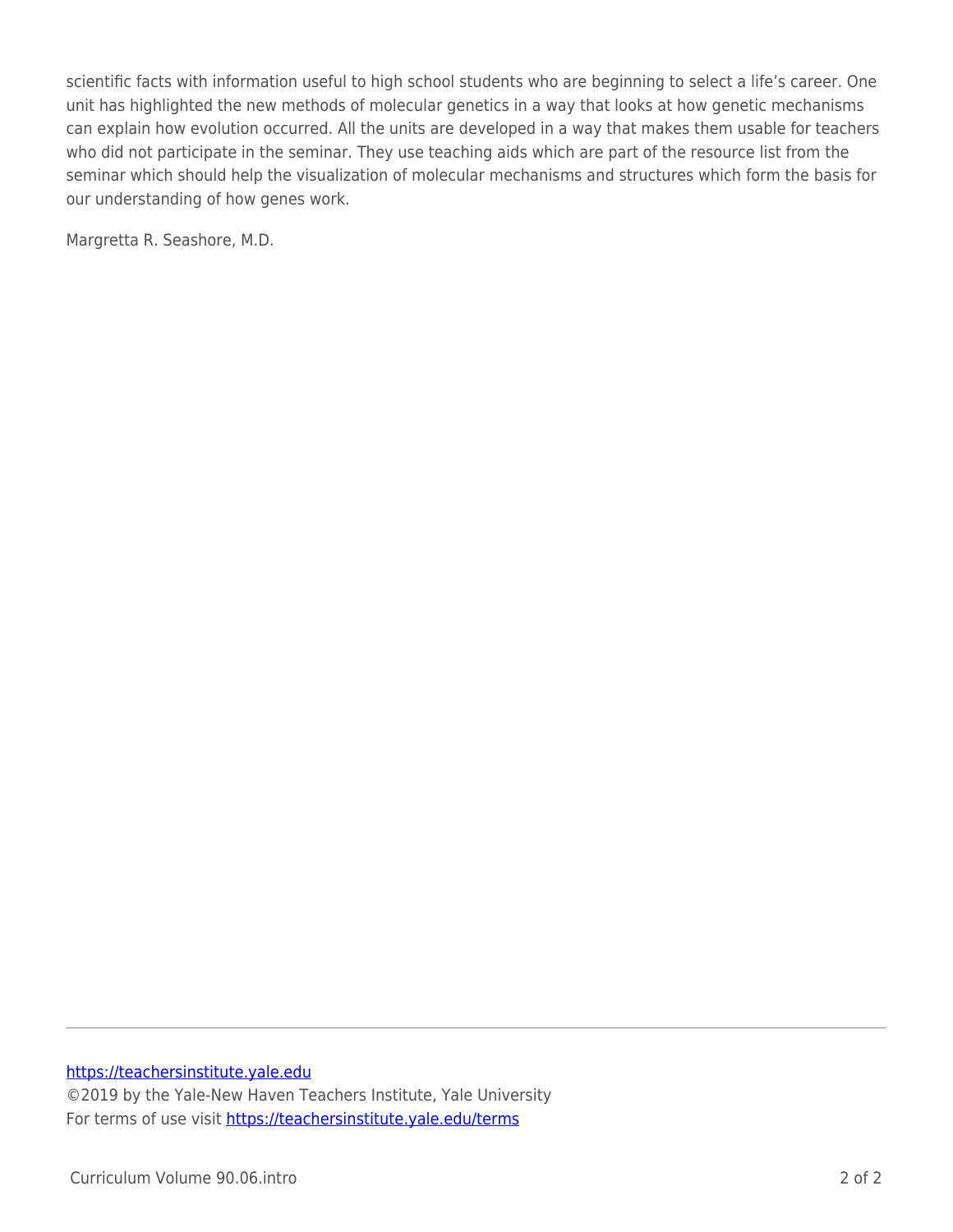scientific facts with information useful to high school students who are beginning to select a life's career. One unit has highlighted the new methods of molecular genetics in a way that looks at how genetic mechanisms can explain how evolution occurred. All the units are developed in a way that makes them usable for teachers who did not participate in the seminar. They use teaching aids which are part of the resource list from the seminar which should help the visualization of molecular mechanisms and structures which form the basis for our understanding of how genes work.

Margretta R. Seashore, M.D.

https://teachersinstitute.yale.edu
©2019 by the Yale-New Haven Teachers Institute, Yale University
For terms of use visit https://teachersinstitute.yale.edu/terms